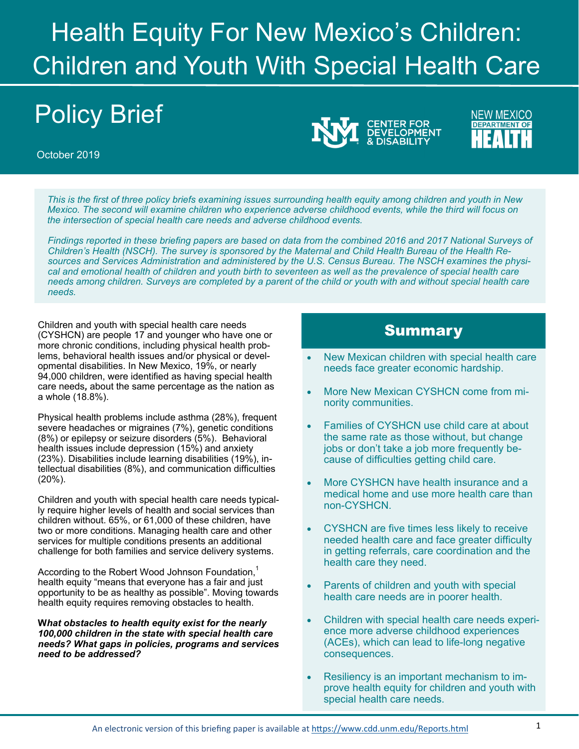# Health Equity For New Mexico's Children: Children and Youth With Special Health Care

## Policy Brief

October 2019

*This is the first of three policy briefs examining issues surrounding health equity among children and youth in New Mexico. The second will examine children who experience adverse childhood events, while the third will focus on the intersection of special health care needs and adverse childhood events.*

*Findings reported in these briefing papers are based on data from the combined 2016 and 2017 National Surveys of Children's Health (NSCH). The survey is sponsored by the Maternal and Child Health Bureau of the Health Resources and Services Administration and administered by the U.S. Census Bureau. The NSCH examines the physical and emotional health of children and youth birth to seventeen as well as the prevalence of special health care needs among children. Surveys are completed by a parent of the child or youth with and without special health care needs.*

Children and youth with special health care needs (CYSHCN) are people 17 and younger who have one or more chronic conditions, including physical health problems, behavioral health issues and/or physical or developmental disabilities. In New Mexico, 19%, or nearly 94,000 children, were identified as having special health care needs**,** about the same percentage as the nation as a whole (18.8%).

Physical health problems include asthma (28%), frequent severe headaches or migraines (7%), genetic conditions (8%) or epilepsy or seizure disorders (5%). Behavioral health issues include depression (15%) and anxiety (23%). Disabilities include learning disabilities (19%), intellectual disabilities (8%), and communication difficulties (20%).

Children and youth with special health care needs typically require higher levels of health and social services than children without. 65%, or 61,000 of these children, have two or more conditions. Managing health care and other services for multiple conditions presents an additional challenge for both families and service delivery systems.

According to the Robert Wood Johnson Foundation,[1] health equity "means that everyone has a fair and just opportunity to be as healthy as possible". Moving towards health equity requires removing obstacles to health.

***What obstacles to health equity exist for the nearly 100,000 children in the state with special health care needs? What gaps in policies, programs and services need to be addressed?***

## Summary

- New Mexican children with special health care needs face greater economic hardship.
- More New Mexican CYSHCN come from minority communities.
- Families of CYSHCN use child care at about the same rate as those without, but change jobs or don't take a job more frequently because of difficulties getting child care.
- More CYSHCN have health insurance and a medical home and use more health care than non-CYSHCN.
- CYSHCN are five times less likely to receive needed health care and face greater difficulty in getting referrals, care coordination and the health care they need.
- Parents of children and youth with special health care needs are in poorer health.
- Children with special health care needs experience more adverse childhood experiences (ACEs), which can lead to life-long negative consequences.
- Resiliency is an important mechanism to improve health equity for children and youth with special health care needs.

An electronic version of this briefing paper is available at https://www.cdd.unm.edu/Reports.html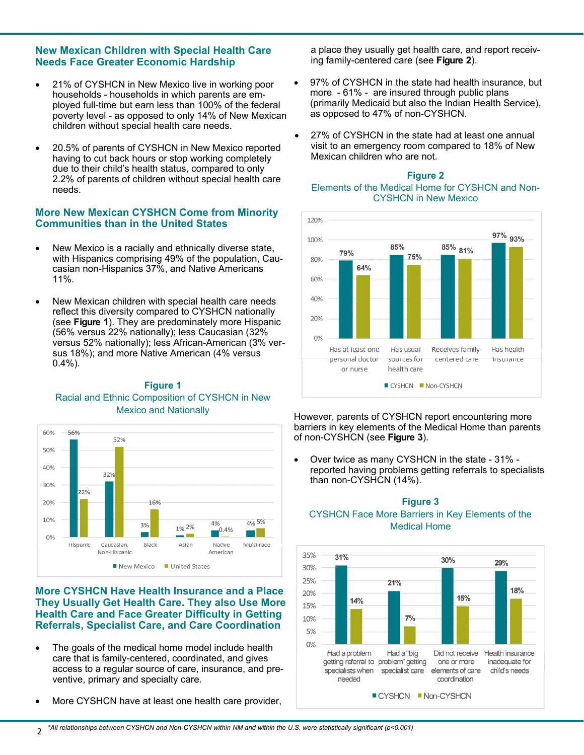## New Mexican Children with Special Health Care Needs Face Greater Economic Hardship

- 21% of CYSHCN in New Mexico live in working poor households - households in which parents are employed full-time but earn less than 100% of the federal poverty level - as opposed to only 14% of New Mexican children without special health care needs.
- 20.5% of parents of CYSHCN in New Mexico reported having to cut back hours or stop working completely due to their child's health status, compared to only 2.2% of parents of children without special health care needs.

## More New Mexican CYSHCN Come from Minority Communities than in the United States

- New Mexico is a racially and ethnically diverse state, with Hispanics comprising 49% of the population, Caucasian non-Hispanics 37%, and Native Americans 11%.
- New Mexican children with special health care needs reflect this diversity compared to CYSHCN nationally (see **Figure 1**). They are predominately more Hispanic (56% versus 22% nationally); less Caucasian (32% versus 52% nationally); less African-American (3% versus 18%); and more Native American (4% versus 0.4%).

**Figure 1**

Racial and Ethnic Composition of CYSHCN in New Mexico and Nationally

| | Hispanic | Caucasian, Non-Hispanic | Black | Asian | Native American | Multi-race |
|---|---|---|---|---|---|---|
| New Mexico | 56% | 32% | 3% | 1% | 4% | 4% |
| United States | 22% | 52% | 16% | 2% | 0.4% | 5% |

## More CYSHCN Have Health Insurance and a Place They Usually Get Health Care. They also Use More Health Care and Face Greater Difficulty in Getting Referrals, Specialist Care, and Care Coordination

- The goals of the medical home model include health care that is family-centered, coordinated, and gives access to a regular source of care, insurance, and preventive, primary and specialty care.
- More CYSHCN have at least one health care provider, a place they usually get health care, and report receiving family-centered care (see **Figure 2**).
- 97% of CYSHCN in the state had health insurance, but more - 61% - are insured through public plans (primarily Medicaid but also the Indian Health Service), as opposed to 47% of non-CYSHCN.
- 27% of CYSHCN in the state had at least one annual visit to an emergency room compared to 18% of New Mexican children who are not.

**Figure 2**

Elements of the Medical Home for CYSHCN and Non-CYSHCN in New Mexico

| | Has at least one personal doctor or nurse | Has usual sources for health care | Receives family-centered care | Has health insurance |
|---|---|---|---|---|
| CYSHCN | 79% | 85% | 85% | 97% |
| Non-CYSHCN | 64% | 75% | 81% | 93% |

However, parents of CYSHCN report encountering more barriers in key elements of the Medical Home than parents of non-CYSHCN (see **Figure 3**).

- Over twice as many CYSHCN in the state - 31% - reported having problems getting referrals to specialists than non-CYSHCN (14%).

**Figure 3**

CYSHCN Face More Barriers in Key Elements of the Medical Home

| | Had a problem getting referral to specialists when needed | Had a "big problem" getting specialist care | Did not receive one or more elements of care coordination | Health insurance inadequate for child's needs |
|---|---|---|---|---|
| CYSHCN | 31% | 21% | 30% | 29% |
| Non-CYSHCN | 14% | 7% | 15% | 18% |

*\*All relationships between CYSHCN and Non-CYSHCN within NM and within the U.S. were statistically significant ($p<0.001$)*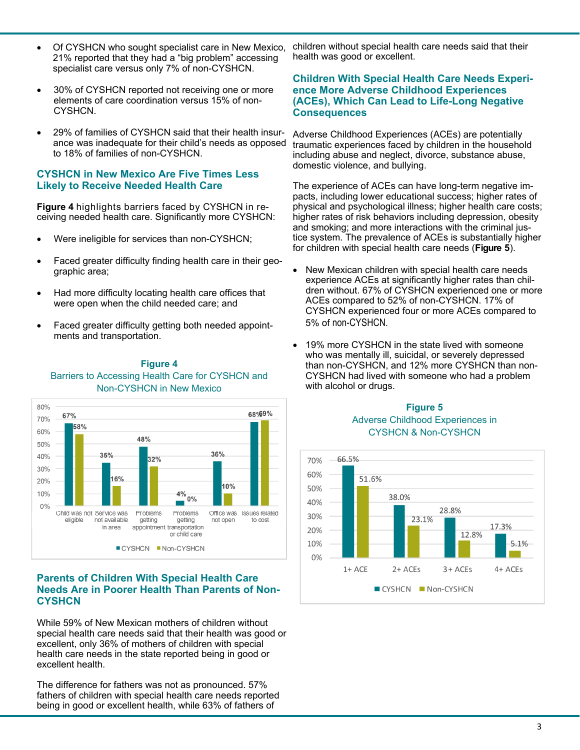- Of CYSHCN who sought specialist care in New Mexico, 21% reported that they had a "big problem" accessing specialist care versus only 7% of non-CYSHCN.

- 30% of CYSHCN reported not receiving one or more elements of care coordination versus 15% of non-CYSHCN.

- 29% of families of CYSHCN said that their health insurance was inadequate for their child's needs as opposed to 18% of families of non-CYSHCN.

## CYSHCN in New Mexico Are Five Times Less Likely to Receive Needed Health Care

**Figure 4** highlights barriers faced by CYSHCN in receiving needed health care. Significantly more CYSHCN:

- Were ineligible for services than non-CYSHCN;

- Faced greater difficulty finding health care in their geographic area;

- Had more difficulty locating health care offices that were open when the child needed care; and

- Faced greater difficulty getting both needed appointments and transportation.

**Figure 4**

Barriers to Accessing Health Care for CYSHCN and Non-CYSHCN in New Mexico

| | CYSHCN | Non-CYSHCN |
|---|---|---|
| Child was not eligible | 67% | 58% |
| Service was not available in area | 35% | 16% |
| Problems getting appointment | 48% | 32% |
| Problems getting transportation or child care | 4% | 0% |
| Office was not open | 36% | 10% |
| Issues related to cost | 68% | 69% |

## Parents of Children With Special Health Care Needs Are in Poorer Health Than Parents of Non-CYSHCN

While 59% of New Mexican mothers of children without special health care needs said that their health was good or excellent, only 36% of mothers of children with special health care needs in the state reported being in good or excellent health.

The difference for fathers was not as pronounced. 57% fathers of children with special health care needs reported being in good or excellent health, while 63% of fathers of children without special health care needs said that their health was good or excellent.

## Children With Special Health Care Needs Experience More Adverse Childhood Experiences (ACEs), Which Can Lead to Life-Long Negative Consequences

Adverse Childhood Experiences (ACEs) are potentially traumatic experiences faced by children in the household including abuse and neglect, divorce, substance abuse, domestic violence, and bullying.

The experience of ACEs can have long-term negative impacts, including lower educational success; higher rates of physical and psychological illness; higher health care costs; higher rates of risk behaviors including depression, obesity and smoking; and more interactions with the criminal justice system. The prevalence of ACEs is substantially higher for children with special health care needs (**Figure 5**).

- New Mexican children with special health care needs experience ACEs at significantly higher rates than children without. 67% of CYSHCN experienced one or more ACEs compared to 52% of non-CYSHCN. 17% of CYSHCN experienced four or more ACEs compared to 5% of non-CYSHCN.

- 19% more CYSHCN in the state lived with someone who was mentally ill, suicidal, or severely depressed than non-CYSHCN, and 12% more CYSHCN than non-CYSHCN had lived with someone who had a problem with alcohol or drugs.

**Figure 5**

Adverse Childhood Experiences in CYSHCN & Non-CYSHCN

| | CYSHCN | Non-CYSHCN |
|---|---|---|
| 1+ ACE | 66.5% | 51.6% |
| 2+ ACEs | 38.0% | 23.1% |
| 3+ ACEs | 28.8% | 12.8% |
| 4+ ACEs | 17.3% | 5.1% |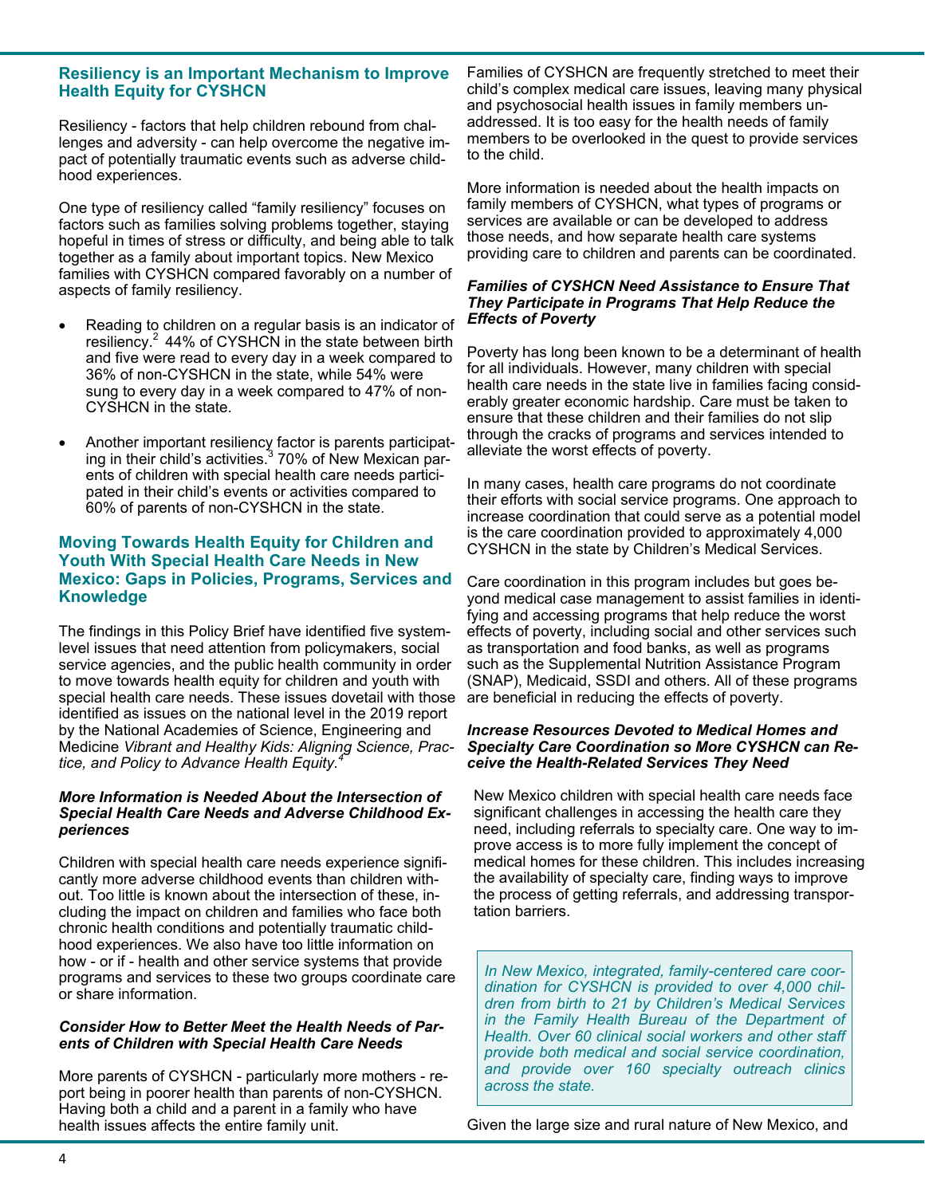## Resiliency is an Important Mechanism to Improve Health Equity for CYSHCN

Resiliency - factors that help children rebound from challenges and adversity - can help overcome the negative impact of potentially traumatic events such as adverse childhood experiences.

One type of resiliency called "family resiliency" focuses on factors such as families solving problems together, staying hopeful in times of stress or difficulty, and being able to talk together as a family about important topics. New Mexico families with CYSHCN compared favorably on a number of aspects of family resiliency.

- Reading to children on a regular basis is an indicator of resiliency.[2] 44% of CYSHCN in the state between birth and five were read to every day in a week compared to 36% of non-CYSHCN in the state, while 54% were sung to every day in a week compared to 47% of non-CYSHCN in the state.
- Another important resiliency factor is parents participating in their child's activities.[3] 70% of New Mexican parents of children with special health care needs participated in their child's events or activities compared to 60% of parents of non-CYSHCN in the state.

## Moving Towards Health Equity for Children and Youth With Special Health Care Needs in New Mexico: Gaps in Policies, Programs, Services and Knowledge

The findings in this Policy Brief have identified five system-level issues that need attention from policymakers, social service agencies, and the public health community in order to move towards health equity for children and youth with special health care needs. These issues dovetail with those identified as issues on the national level in the 2019 report by the National Academies of Science, Engineering and Medicine *Vibrant and Healthy Kids: Aligning Science, Practice, and Policy to Advance Health Equity.*[4]

### *More Information is Needed About the Intersection of Special Health Care Needs and Adverse Childhood Experiences*

Children with special health care needs experience significantly more adverse childhood events than children without. Too little is known about the intersection of these, including the impact on children and families who face both chronic health conditions and potentially traumatic childhood experiences. We also have too little information on how - or if - health and other service systems that provide programs and services to these two groups coordinate care or share information.

### *Consider How to Better Meet the Health Needs of Parents of Children with Special Health Care Needs*

More parents of CYSHCN - particularly more mothers - report being in poorer health than parents of non-CYSHCN. Having both a child and a parent in a family who have health issues affects the entire family unit.

Families of CYSHCN are frequently stretched to meet their child's complex medical care issues, leaving many physical and psychosocial health issues in family members unaddressed. It is too easy for the health needs of family members to be overlooked in the quest to provide services to the child.

More information is needed about the health impacts on family members of CYSHCN, what types of programs or services are available or can be developed to address those needs, and how separate health care systems providing care to children and parents can be coordinated.

### *Families of CYSHCN Need Assistance to Ensure That They Participate in Programs That Help Reduce the Effects of Poverty*

Poverty has long been known to be a determinant of health for all individuals. However, many children with special health care needs in the state live in families facing considerably greater economic hardship. Care must be taken to ensure that these children and their families do not slip through the cracks of programs and services intended to alleviate the worst effects of poverty.

In many cases, health care programs do not coordinate their efforts with social service programs. One approach to increase coordination that could serve as a potential model is the care coordination provided to approximately 4,000 CYSHCN in the state by Children's Medical Services.

Care coordination in this program includes but goes beyond medical case management to assist families in identifying and accessing programs that help reduce the worst effects of poverty, including social and other services such as transportation and food banks, as well as programs such as the Supplemental Nutrition Assistance Program (SNAP), Medicaid, SSDI and others. All of these programs are beneficial in reducing the effects of poverty.

### *Increase Resources Devoted to Medical Homes and Specialty Care Coordination so More CYSHCN can Receive the Health-Related Services They Need*

New Mexico children with special health care needs face significant challenges in accessing the health care they need, including referrals to specialty care. One way to improve access is to more fully implement the concept of medical homes for these children. This includes increasing the availability of specialty care, finding ways to improve the process of getting referrals, and addressing transportation barriers.

> *In New Mexico, integrated, family-centered care coordination for CYSHCN is provided to over 4,000 children from birth to 21 by Children's Medical Services in the Family Health Bureau of the Department of Health. Over 60 clinical social workers and other staff provide both medical and social service coordination, and provide over 160 specialty outreach clinics across the state.*

Given the large size and rural nature of New Mexico, and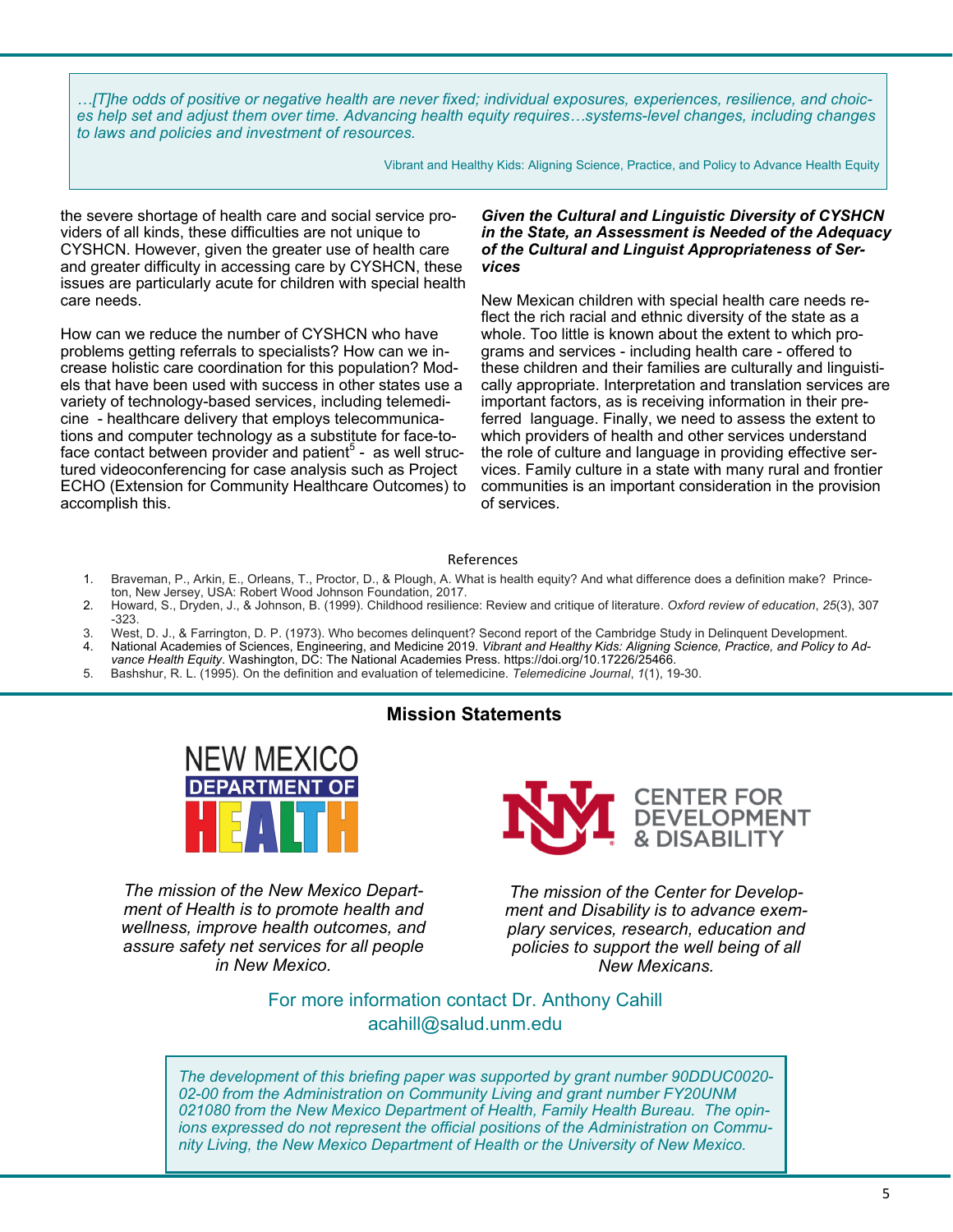> *…[T]he odds of positive or negative health are never fixed; individual exposures, experiences, resilience, and choices help set and adjust them over time. Advancing health equity requires…systems-level changes, including changes to laws and policies and investment of resources.*
>
> Vibrant and Healthy Kids: Aligning Science, Practice, and Policy to Advance Health Equity

the severe shortage of health care and social service providers of all kinds, these difficulties are not unique to CYSHCN. However, given the greater use of health care and greater difficulty in accessing care by CYSHCN, these issues are particularly acute for children with special health care needs.

How can we reduce the number of CYSHCN who have problems getting referrals to specialists? How can we increase holistic care coordination for this population? Models that have been used with success in other states use a variety of technology-based services, including telemedicine - healthcare delivery that employs telecommunications and computer technology as a substitute for face-to-face contact between provider and patient[5] - as well structured videoconferencing for case analysis such as Project ECHO (Extension for Community Healthcare Outcomes) to accomplish this.

### *Given the Cultural and Linguistic Diversity of CYSHCN in the State, an Assessment is Needed of the Adequacy of the Cultural and Linguist Appropriateness of Services*

New Mexican children with special health care needs reflect the rich racial and ethnic diversity of the state as a whole. Too little is known about the extent to which programs and services - including health care - offered to these children and their families are culturally and linguistically appropriate. Interpretation and translation services are important factors, as is receiving information in their preferred language. Finally, we need to assess the extent to which providers of health and other services understand the role of culture and language in providing effective services. Family culture in a state with many rural and frontier communities is an important consideration in the provision of services.

## References

1. Braveman, P., Arkin, E., Orleans, T., Proctor, D., & Plough, A. What is health equity? And what difference does a definition make? Princeton, New Jersey, USA: Robert Wood Johnson Foundation, 2017.
2. Howard, S., Dryden, J., & Johnson, B. (1999). Childhood resilience: Review and critique of literature. *Oxford review of education*, *25*(3), 307-323.
3. West, D. J., & Farrington, D. P. (1973). Who becomes delinquent? Second report of the Cambridge Study in Delinquent Development.
4. National Academies of Sciences, Engineering, and Medicine 2019. *Vibrant and Healthy Kids: Aligning Science, Practice, and Policy to Advance Health Equity*. Washington, DC: The National Academies Press. https://doi.org/10.17226/25466.
5. Bashshur, R. L. (1995). On the definition and evaluation of telemedicine. *Telemedicine Journal*, *1*(1), 19-30.

## Mission Statements

NEW MEXICO DEPARTMENT OF HEALTH

*The mission of the New Mexico Department of Health is to promote health and wellness, improve health outcomes, and assure safety net services for all people in New Mexico.*

UNM CENTER FOR DEVELOPMENT & DISABILITY

*The mission of the Center for Development and Disability is to advance exemplary services, research, education and policies to support the well being of all New Mexicans.*

For more information contact Dr. Anthony Cahill
acahill@salud.unm.edu

*The development of this briefing paper was supported by grant number 90DDUC0020-02-00 from the Administration on Community Living and grant number FY20UNM 021080 from the New Mexico Department of Health, Family Health Bureau. The opinions expressed do not represent the official positions of the Administration on Community Living, the New Mexico Department of Health or the University of New Mexico.*